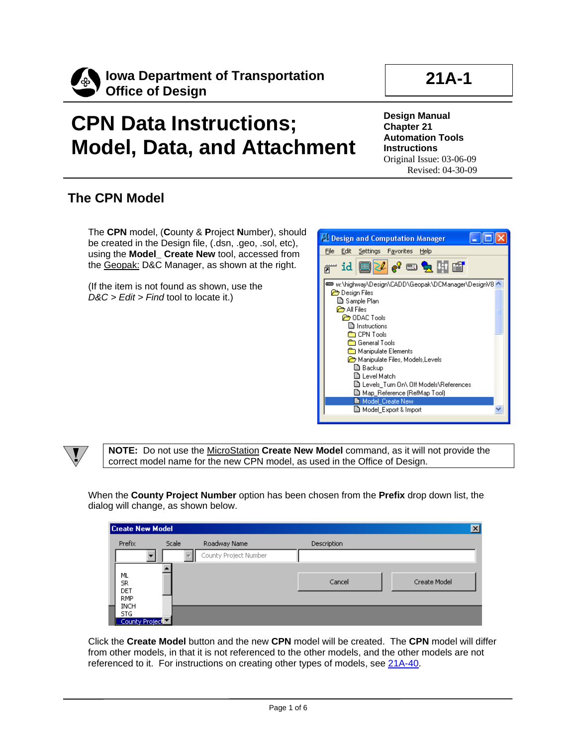**Iowa Department of Transportation**
**Office of Design**

**21A-1**

# CPN Data Instructions; Model, Data, and Attachment

**Design Manual**
**Chapter 21**
**Automation Tools**
**Instructions**
Original Issue: 03-06-09
Revised: 04-30-09

## The CPN Model

The **CPN** model, (**C**ounty & **P**roject **N**umber), should be created in the Design file, (.dsn, .geo, .sol, etc), using the **Model_ Create New** tool, accessed from the Geopak: D&C Manager, as shown at the right.

(If the item is not found as shown, use the *D&C > Edit > Find* tool to locate it.)

**NOTE:** Do not use the MicroStation **Create New Model** command, as it will not provide the correct model name for the new CPN model, as used in the Office of Design.

When the **County Project Number** option has been chosen from the **Prefix** drop down list, the dialog will change, as shown below.

Click the **Create Model** button and the new **CPN** model will be created. The **CPN** model will differ from other models, in that it is not referenced to the other models, and the other models are not referenced to it. For instructions on creating other types of models, see 21A-40.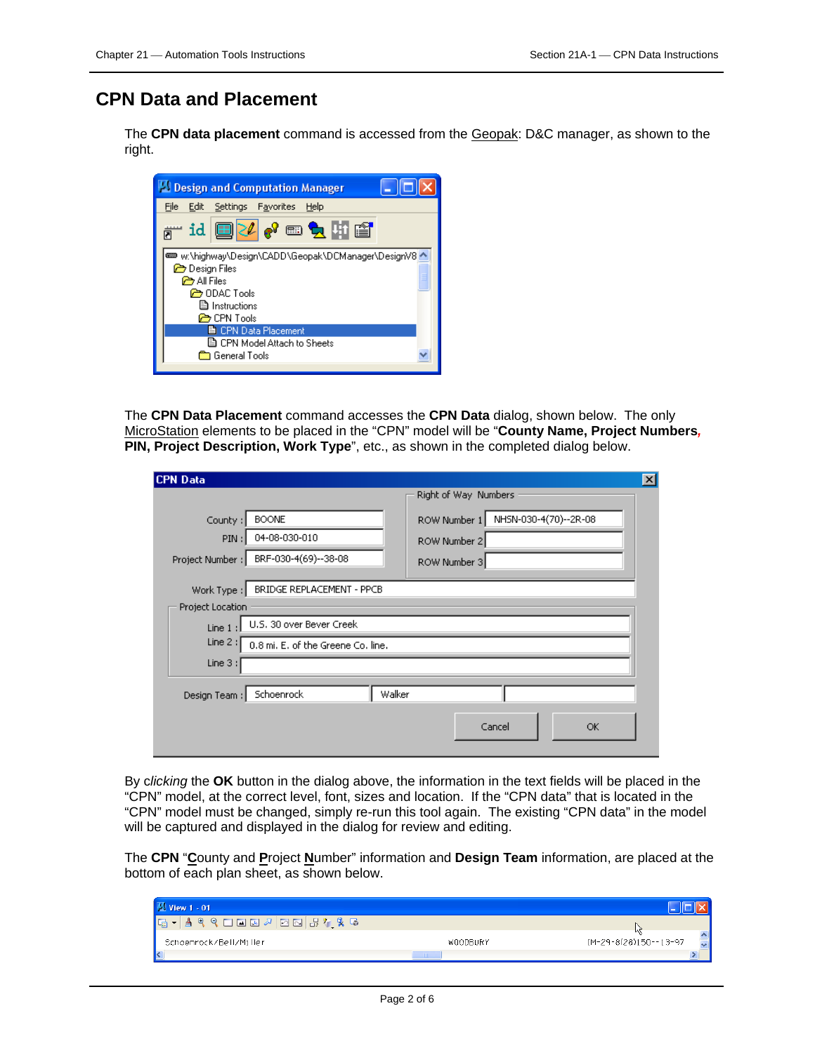# CPN Data and Placement

The **CPN data placement** command is accessed from the Geopak: D&C manager, as shown to the right.

The **CPN Data Placement** command accesses the **CPN Data** dialog, shown below. The only MicroStation elements to be placed in the "CPN" model will be "**County Name, Project Numbers, PIN, Project Description, Work Type**", etc., as shown in the completed dialog below.

By *clicking* the **OK** button in the dialog above, the information in the text fields will be placed in the "CPN" model, at the correct level, font, sizes and location. If the "CPN data" that is located in the "CPN" model must be changed, simply re-run this tool again. The existing "CPN data" in the model will be captured and displayed in the dialog for review and editing.

The **CPN** "**C**ounty and **P**roject **N**umber" information and **Design Team** information, are placed at the bottom of each plan sheet, as shown below.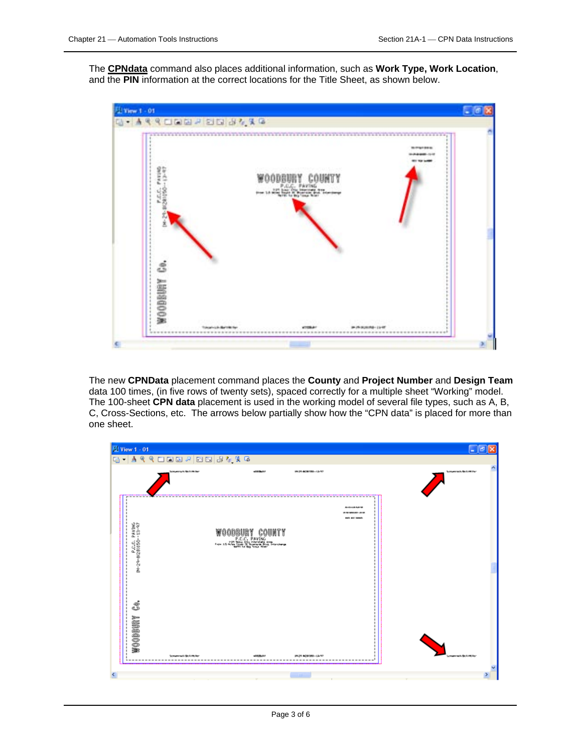The **CPNdata** command also places additional information, such as **Work Type, Work Location**, and the **PIN** information at the correct locations for the Title Sheet, as shown below.

The new **CPNData** placement command places the **County** and **Project Number** and **Design Team** data 100 times, (in five rows of twenty sets), spaced correctly for a multiple sheet "Working" model. The 100-sheet **CPN data** placement is used in the working model of several file types, such as A, B, C, Cross-Sections, etc. The arrows below partially show how the "CPN data" is placed for more than one sheet.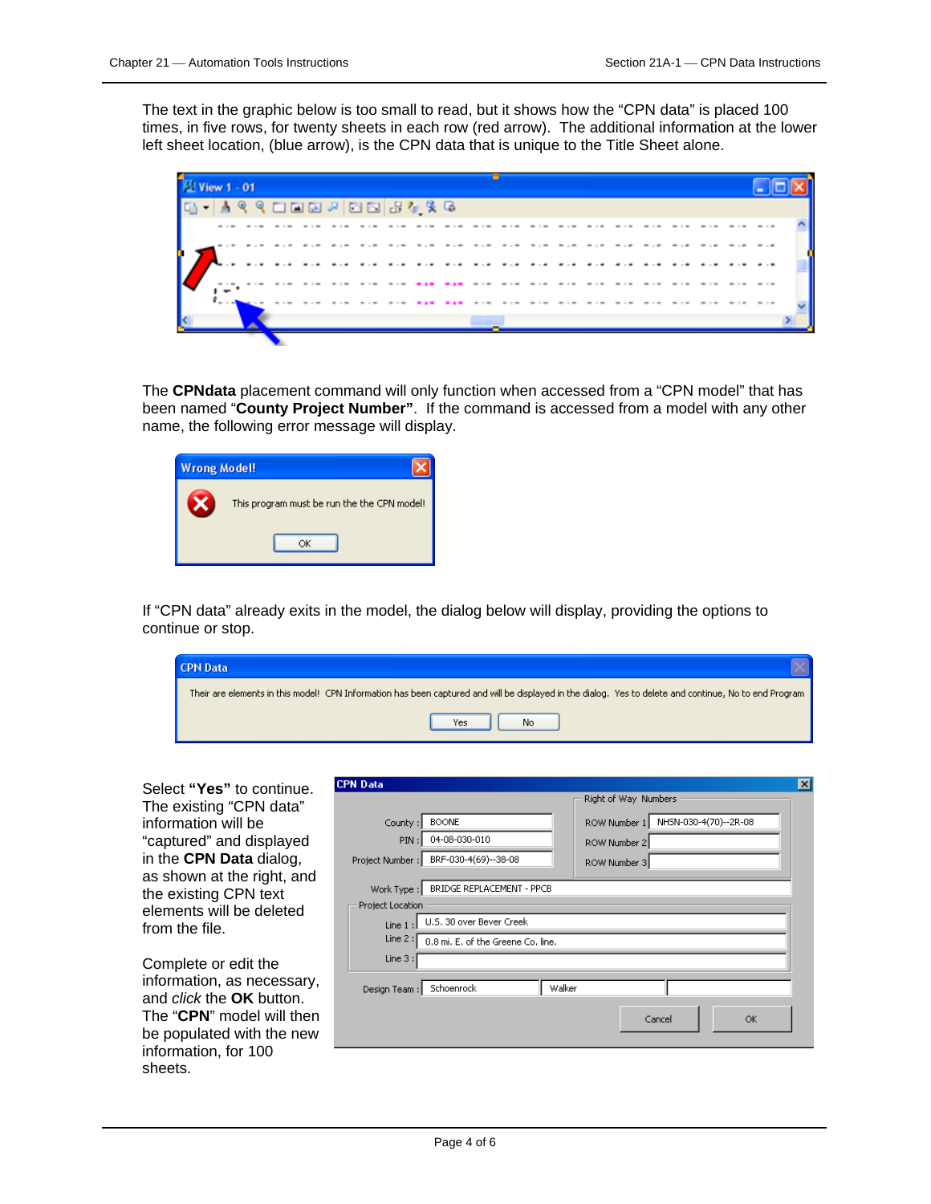The text in the graphic below is too small to read, but it shows how the "CPN data" is placed 100 times, in five rows, for twenty sheets in each row (red arrow). The additional information at the lower left sheet location, (blue arrow), is the CPN data that is unique to the Title Sheet alone.

The **CPNdata** placement command will only function when accessed from a "CPN model" that has been named "**County Project Number"**. If the command is accessed from a model with any other name, the following error message will display.

**Wrong Model!**

This program must be run the the CPN model!

OK

If "CPN data" already exits in the model, the dialog below will display, providing the options to continue or stop.

**CPN Data**

Their are elements in this model! CPN Information has been captured and will be displayed in the dialog. Yes to delete and continue, No to end Program

Yes | No

Select **"Yes"** to continue. The existing "CPN data" information will be "captured" and displayed in the **CPN Data** dialog, as shown at the right, and the existing CPN text elements will be deleted from the file.

Complete or edit the information, as necessary, and *click* the **OK** button. The "**CPN**" model will then be populated with the new information, for 100 sheets.

**CPN Data**

- County : BOONE
- PIN : 04-08-030-010
- Project Number : BRF-030-4(69)--38-08

Right of Way Numbers

- ROW Number 1 NHSN-030-4(70)--2R-08
- ROW Number 2
- ROW Number 3

Work Type : BRIDGE REPLACEMENT - PPCB

Project Location

- Line 1 : U.S. 30 over Bever Creek
- Line 2 : 0.8 mi. E. of the Greene Co. line.
- Line 3 :

Design Team : Schoenrock | Walker |

Cancel | OK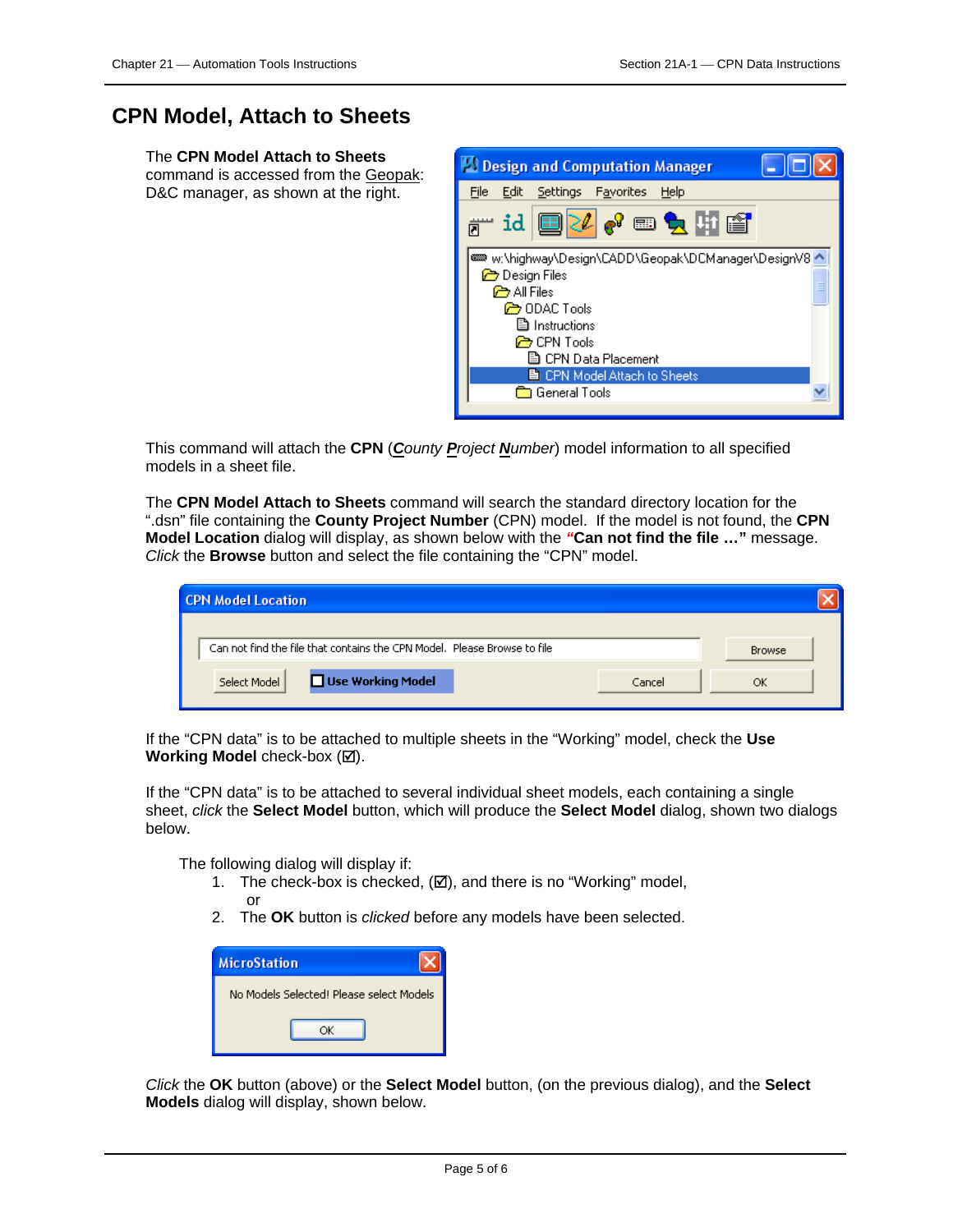# CPN Model, Attach to Sheets

The **CPN Model Attach to Sheets** command is accessed from the Geopak: D&C manager, as shown at the right.

This command will attach the **CPN** (***C**ounty **P**roject **N**umber*) model information to all specified models in a sheet file.

The **CPN Model Attach to Sheets** command will search the standard directory location for the ".dsn" file containing the **County Project Number** (CPN) model. If the model is not found, the **CPN Model Location** dialog will display, as shown below with the **"Can not find the file …"** message. *Click* the **Browse** button and select the file containing the "CPN" model.

If the "CPN data" is to be attached to multiple sheets in the "Working" model, check the **Use Working Model** check-box (☑).

If the "CPN data" is to be attached to several individual sheet models, each containing a single sheet, *click* the **Select Model** button, which will produce the **Select Model** dialog, shown two dialogs below.

The following dialog will display if:

1. The check-box is checked, (☑), and there is no "Working" model,
   or
2. The **OK** button is *clicked* before any models have been selected.

*Click* the **OK** button (above) or the **Select Model** button, (on the previous dialog), and the **Select Models** dialog will display, shown below.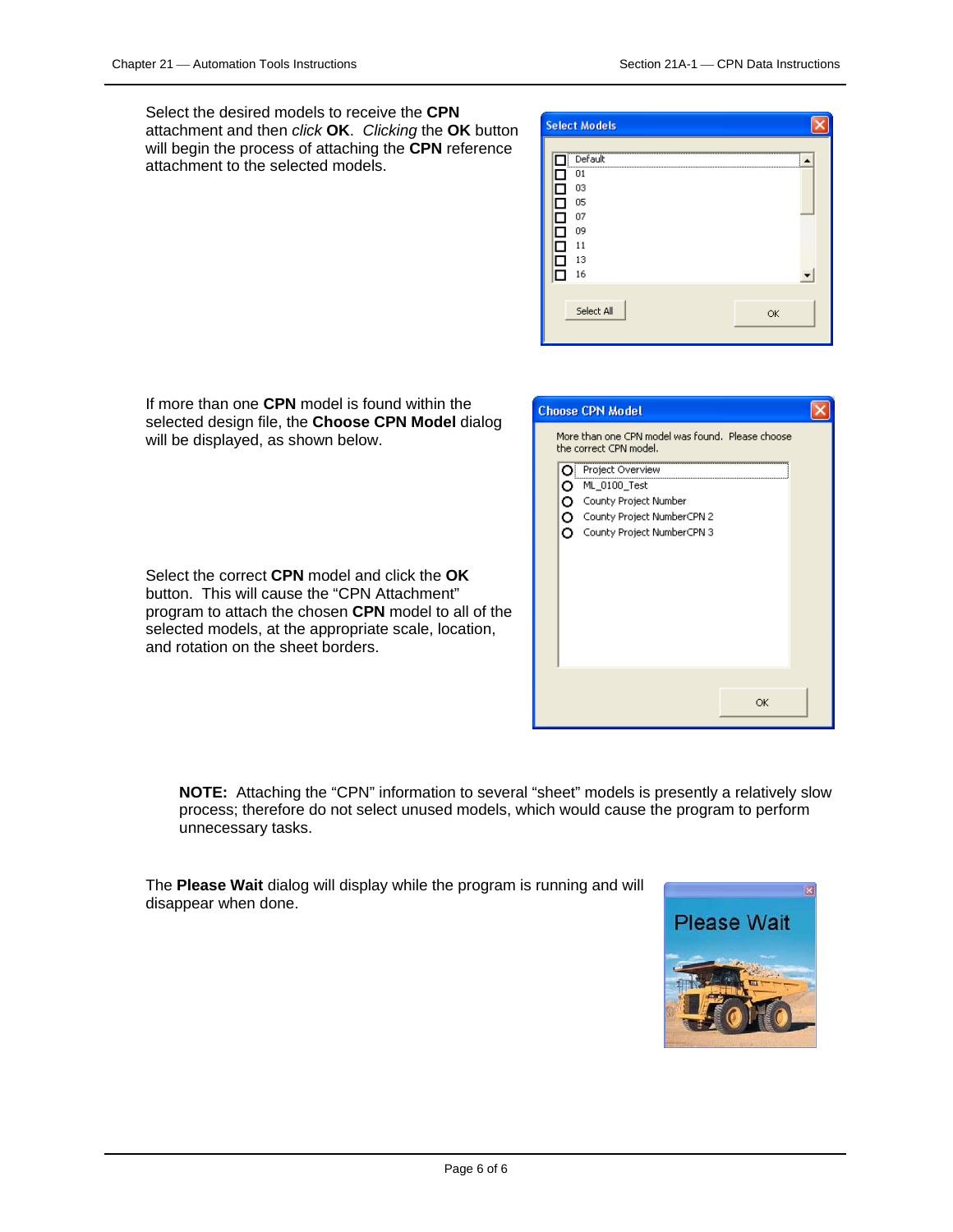Select the desired models to receive the **CPN** attachment and then *click* **OK**. *Clicking* the **OK** button will begin the process of attaching the **CPN** reference attachment to the selected models.

If more than one **CPN** model is found within the selected design file, the **Choose CPN Model** dialog will be displayed, as shown below.

Select the correct **CPN** model and click the **OK** button. This will cause the "CPN Attachment" program to attach the chosen **CPN** model to all of the selected models, at the appropriate scale, location, and rotation on the sheet borders.

**NOTE:** Attaching the "CPN" information to several "sheet" models is presently a relatively slow process; therefore do not select unused models, which would cause the program to perform unnecessary tasks.

The **Please Wait** dialog will display while the program is running and will disappear when done.